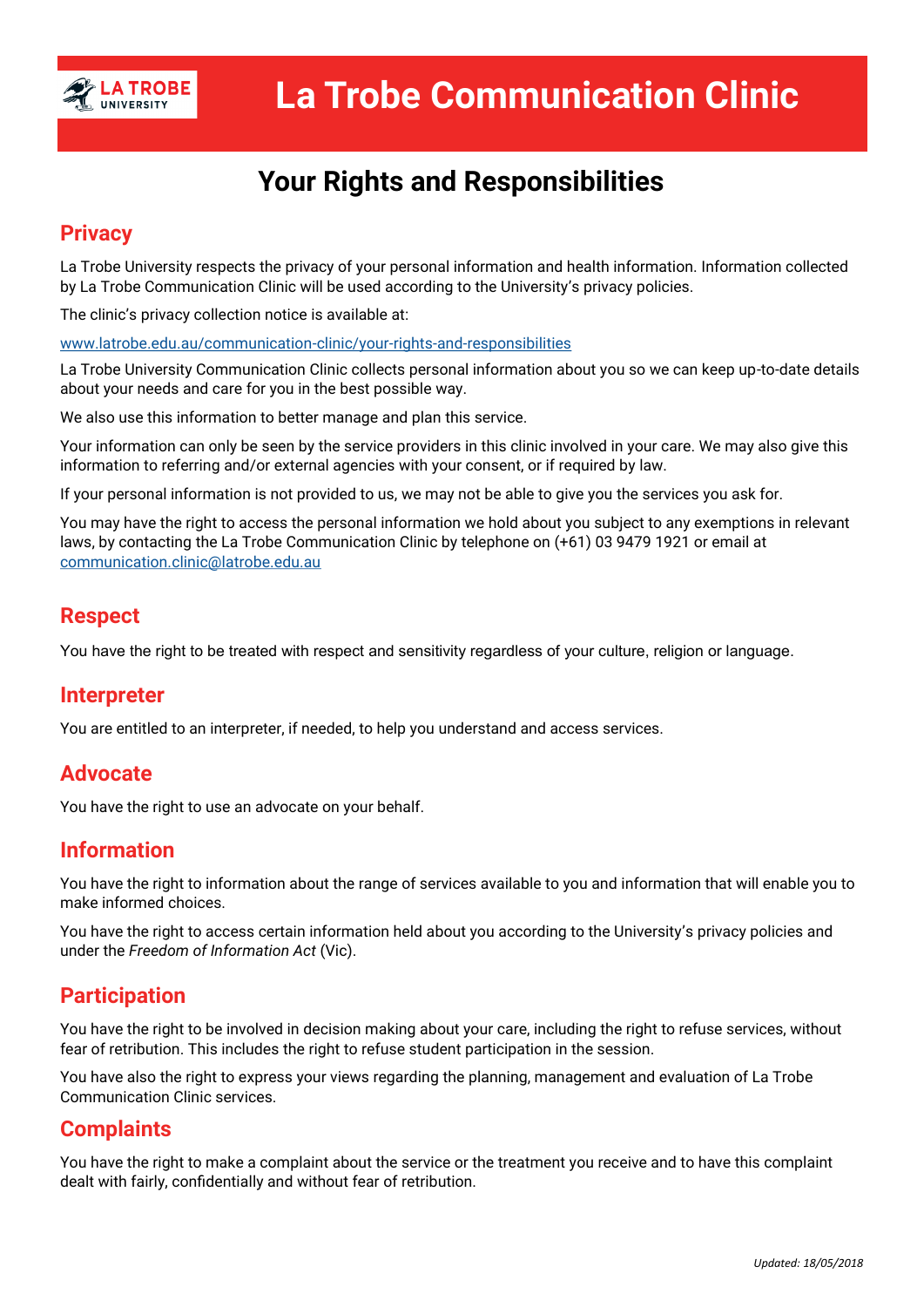# La Trobe Communication Clinic

## Your Rights and Responsibilities

### Privacy

La Trobe University respects the privacy of your personal information and health information. Information collected by La Trobe Communication Clinic will be used according to the University's privacy policies.

The clinic's privacy collection notice is available at:

[www.latrobe.edu.au/communication-clinic/your-rights-and-responsibilities](http://www.latrobe.edu.au/communication-clinic/your-rights-and-responsibilities)

La Trobe University Communication Clinic collects personal information about you so we can keep up-to-date details about your needs and care for you in the best possible way.

We also use this information to better manage and plan this service.

Your information can only be seen by the service providers in this clinic involved in your care. We may also give this information to referring and/or external agencies with your consent, or if required by law.

If your personal information is not provided to us, we may not be able to give you the services you ask for.

You may have the right to access the personal information we hold about you subject to any exemptions in relevant laws, by contacting the La Trobe Communication Clinic by telephone on (+61) 03 9479 1921 or email at [communication.clinic@latrobe.edu.au](mailto:communication.clinic@latrobe.edu.au)

### Respect

You have the right to be treated with respect and sensitivity regardless of your culture, religion or language.

### Interpreter

You are entitled to an interpreter, if needed, to help you understand and access services.

### Advocate

You have the right to use an advocate on your behalf.

### Information

You have the right to information about the range of services available to you and information that will enable you to make informed choices.

You have the right to access certain information held about you according to the University's privacy policies and under the *Freedom of Information Act* (Vic).

### Participation

You have the right to be involved in decision making about your care, including the right to refuse services, without fear of retribution. This includes the right to refuse student participation in the session.

You have also the right to express your views regarding the planning, management and evaluation of La Trobe Communication Clinic services.

### Complaints

You have the right to make a complaint about the service or the treatment you receive and to have this complaint dealt with fairly, confidentially and without fear of retribution.

*Updated: 18/05/2018*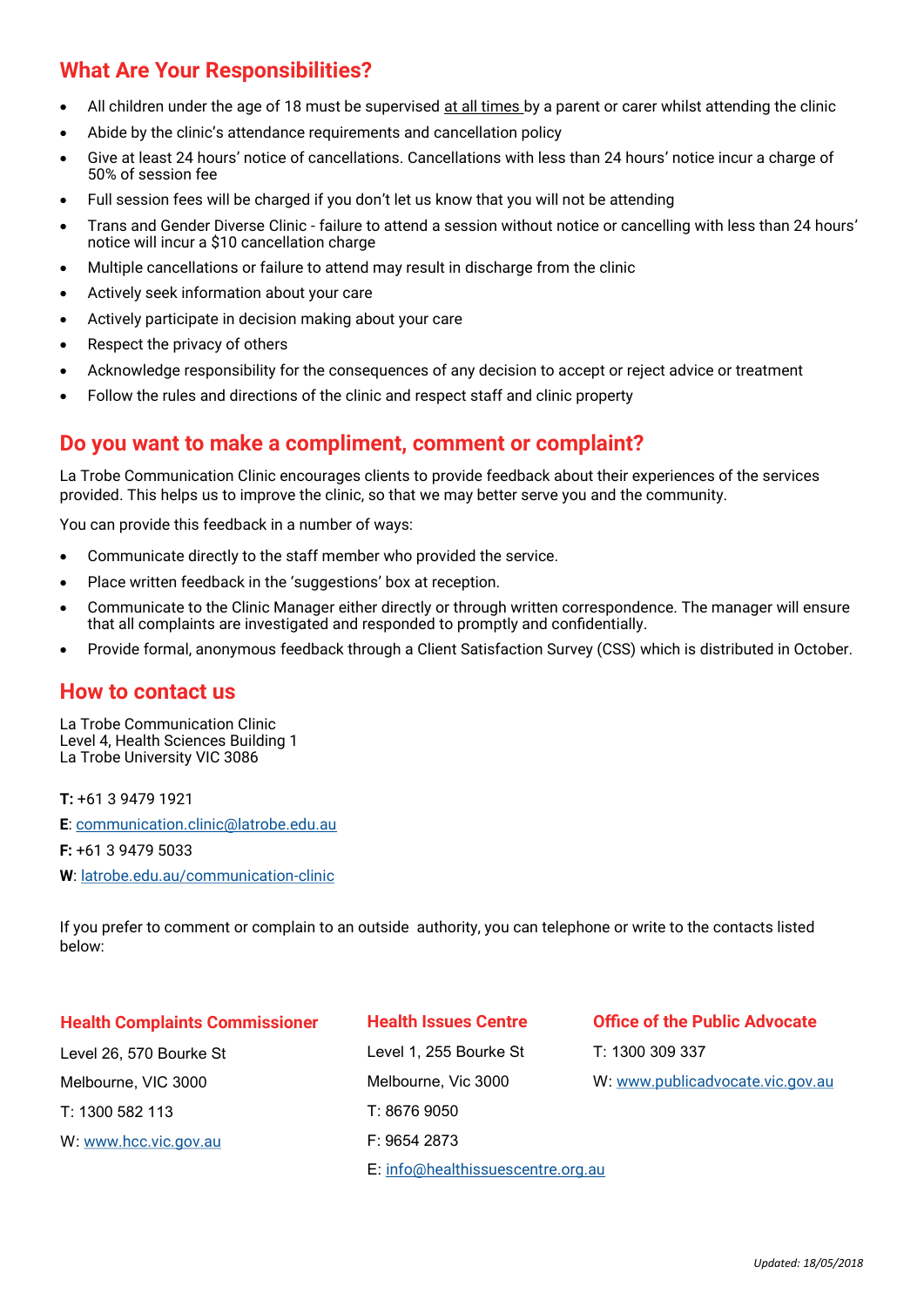## What Are Your Responsibilities?

- All children under the age of 18 must be supervised at all times by a parent or carer whilst attending the clinic
- Abide by the clinic's attendance requirements and cancellation policy
- Give at least 24 hours' notice of cancellations. Cancellations with less than 24 hours' notice incur a charge of 50% of session fee
- Full session fees will be charged if you don't let us know that you will not be attending
- Trans and Gender Diverse Clinic - failure to attend a session without notice or cancelling with less than 24 hours' notice will incur a $10 cancellation charge
- Multiple cancellations or failure to attend may result in discharge from the clinic
- Actively seek information about your care
- Actively participate in decision making about your care
- Respect the privacy of others
- Acknowledge responsibility for the consequences of any decision to accept or reject advice or treatment
- Follow the rules and directions of the clinic and respect staff and clinic property

## Do you want to make a compliment, comment or complaint?

La Trobe Communication Clinic encourages clients to provide feedback about their experiences of the services provided. This helps us to improve the clinic, so that we may better serve you and the community.

You can provide this feedback in a number of ways:

- Communicate directly to the staff member who provided the service.
- Place written feedback in the 'suggestions' box at reception.
- Communicate to the Clinic Manager either directly or through written correspondence. The manager will ensure that all complaints are investigated and responded to promptly and confidentially.
- Provide formal, anonymous feedback through a Client Satisfaction Survey (CSS) which is distributed in October.

## How to contact us

La Trobe Communication Clinic
Level 4, Health Sciences Building 1
La Trobe University VIC 3086

**T:** +61 3 9479 1921

**E**: communication.clinic@latrobe.edu.au

**F:** +61 3 9479 5033

**W**: latrobe.edu.au/communication-clinic

If you prefer to comment or complain to an outside authority, you can telephone or write to the contacts listed below:

### Health Complaints Commissioner

Level 26, 570 Bourke St

Melbourne, VIC 3000

T: 1300 582 113

W: www.hcc.vic.gov.au

### Health Issues Centre

Level 1, 255 Bourke St

Melbourne, Vic 3000

T: 8676 9050

F: 9654 2873

E: info@healthissuescentre.org.au

### Office of the Public Advocate

T: 1300 309 337

W: www.publicadvocate.vic.gov.au

*Updated: 18/05/2018*